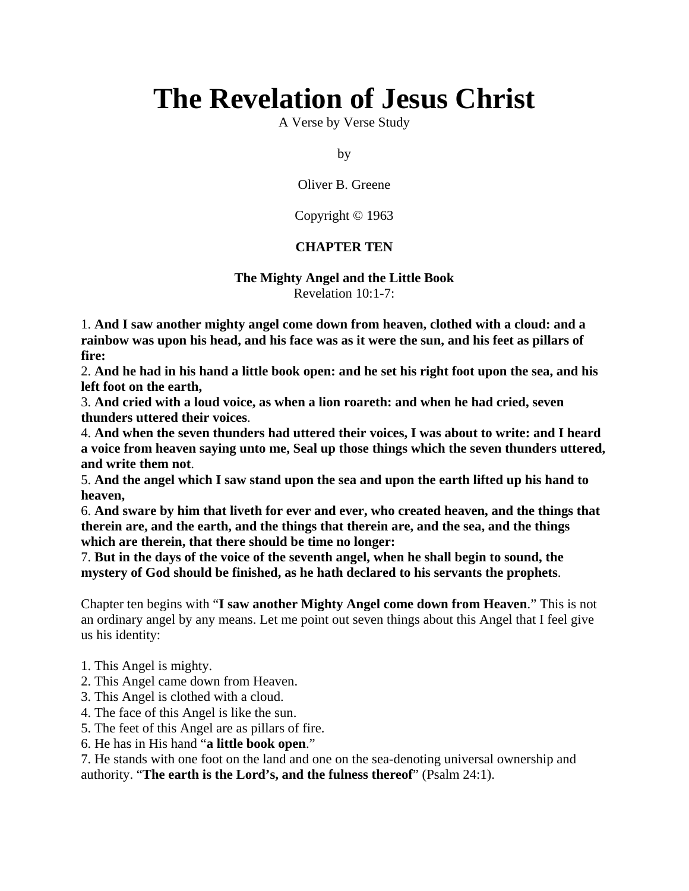# The Revelation of Jesus Christ

A Verse by Verse Study

by

Oliver B. Greene

Copyright © 1963

**CHAPTER TEN**

**The Mighty Angel and the Little Book**
Revelation 10:1-7:

1. **And I saw another mighty angel come down from heaven, clothed with a cloud: and a rainbow was upon his head, and his face was as it were the sun, and his feet as pillars of fire:**
2. **And he had in his hand a little book open: and he set his right foot upon the sea, and his left foot on the earth,**
3. **And cried with a loud voice, as when a lion roareth: and when he had cried, seven thunders uttered their voices**.
4. **And when the seven thunders had uttered their voices, I was about to write: and I heard a voice from heaven saying unto me, Seal up those things which the seven thunders uttered, and write them not**.
5. **And the angel which I saw stand upon the sea and upon the earth lifted up his hand to heaven,**
6. **And sware by him that liveth for ever and ever, who created heaven, and the things that therein are, and the earth, and the things that therein are, and the sea, and the things which are therein, that there should be time no longer:**
7. **But in the days of the voice of the seventh angel, when he shall begin to sound, the mystery of God should be finished, as he hath declared to his servants the prophets**.

Chapter ten begins with "**I saw another Mighty Angel come down from Heaven**." This is not an ordinary angel by any means. Let me point out seven things about this Angel that I feel give us his identity:

1. This Angel is mighty.
2. This Angel came down from Heaven.
3. This Angel is clothed with a cloud.
4. The face of this Angel is like the sun.
5. The feet of this Angel are as pillars of fire.
6. He has in His hand "**a little book open**."
7. He stands with one foot on the land and one on the sea-denoting universal ownership and authority. "**The earth is the Lord's, and the fulness thereof**" (Psalm 24:1).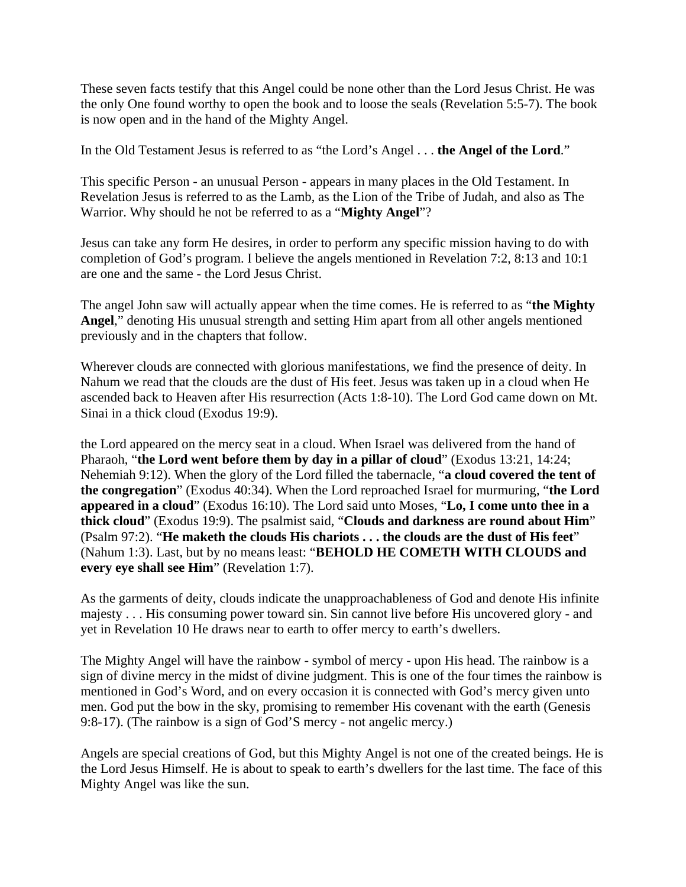These seven facts testify that this Angel could be none other than the Lord Jesus Christ. He was the only One found worthy to open the book and to loose the seals (Revelation 5:5-7). The book is now open and in the hand of the Mighty Angel.

In the Old Testament Jesus is referred to as "the Lord's Angel . . . **the Angel of the Lord**."

This specific Person - an unusual Person - appears in many places in the Old Testament. In Revelation Jesus is referred to as the Lamb, as the Lion of the Tribe of Judah, and also as The Warrior. Why should he not be referred to as a "**Mighty Angel**"?

Jesus can take any form He desires, in order to perform any specific mission having to do with completion of God's program. I believe the angels mentioned in Revelation 7:2, 8:13 and 10:1 are one and the same - the Lord Jesus Christ.

The angel John saw will actually appear when the time comes. He is referred to as "**the Mighty Angel**," denoting His unusual strength and setting Him apart from all other angels mentioned previously and in the chapters that follow.

Wherever clouds are connected with glorious manifestations, we find the presence of deity. In Nahum we read that the clouds are the dust of His feet. Jesus was taken up in a cloud when He ascended back to Heaven after His resurrection (Acts 1:8-10). The Lord God came down on Mt. Sinai in a thick cloud (Exodus 19:9).

the Lord appeared on the mercy seat in a cloud. When Israel was delivered from the hand of Pharaoh, "**the Lord went before them by day in a pillar of cloud**" (Exodus 13:21, 14:24; Nehemiah 9:12). When the glory of the Lord filled the tabernacle, "**a cloud covered the tent of the congregation**" (Exodus 40:34). When the Lord reproached Israel for murmuring, "**the Lord appeared in a cloud**" (Exodus 16:10). The Lord said unto Moses, "**Lo, I come unto thee in a thick cloud**" (Exodus 19:9). The psalmist said, "**Clouds and darkness are round about Him**" (Psalm 97:2). "**He maketh the clouds His chariots . . . the clouds are the dust of His feet**" (Nahum 1:3). Last, but by no means least: "**BEHOLD HE COMETH WITH CLOUDS and every eye shall see Him**" (Revelation 1:7).

As the garments of deity, clouds indicate the unapproachableness of God and denote His infinite majesty . . . His consuming power toward sin. Sin cannot live before His uncovered glory - and yet in Revelation 10 He draws near to earth to offer mercy to earth's dwellers.

The Mighty Angel will have the rainbow - symbol of mercy - upon His head. The rainbow is a sign of divine mercy in the midst of divine judgment. This is one of the four times the rainbow is mentioned in God's Word, and on every occasion it is connected with God's mercy given unto men. God put the bow in the sky, promising to remember His covenant with the earth (Genesis 9:8-17). (The rainbow is a sign of God'S mercy - not angelic mercy.)

Angels are special creations of God, but this Mighty Angel is not one of the created beings. He is the Lord Jesus Himself. He is about to speak to earth's dwellers for the last time. The face of this Mighty Angel was like the sun.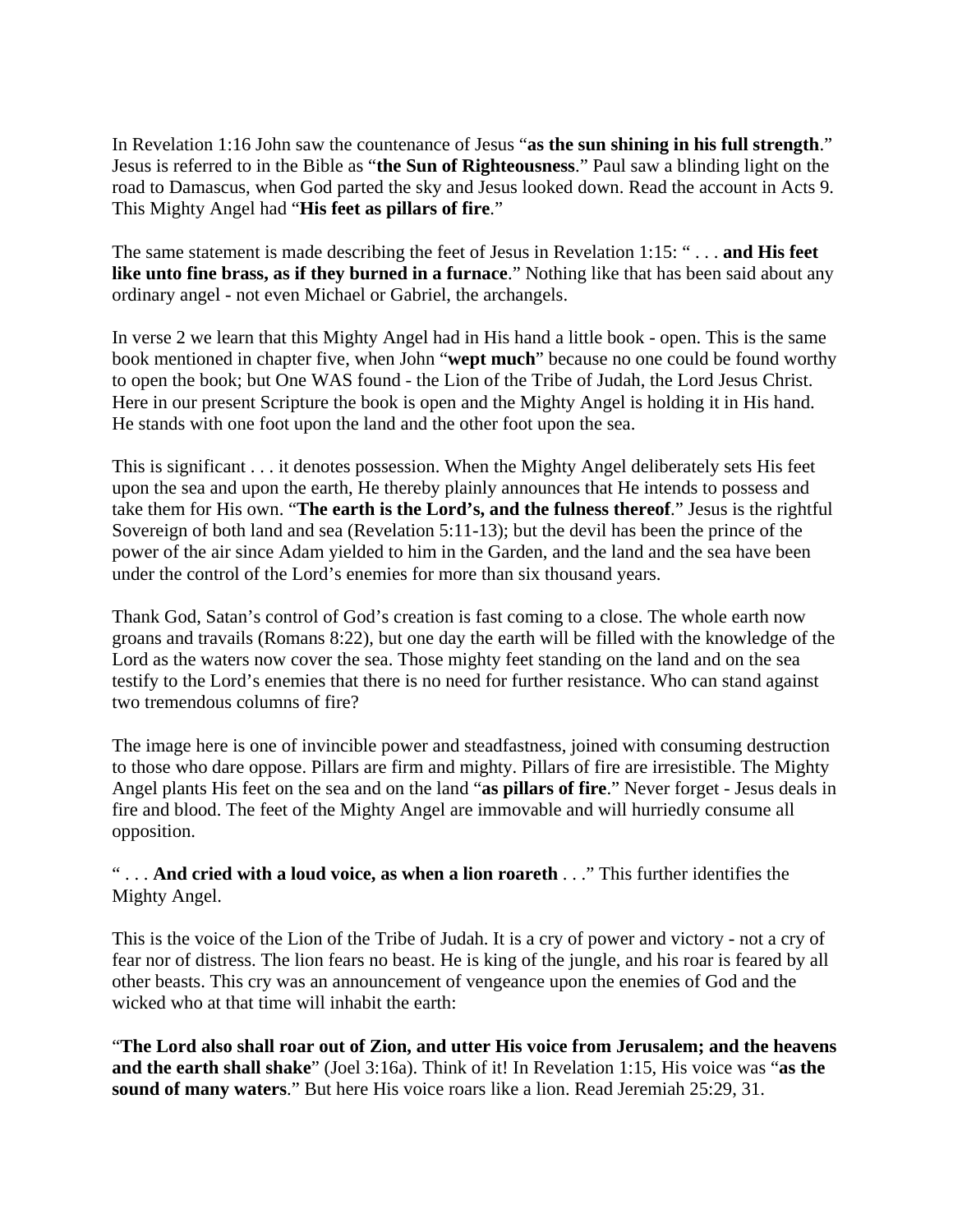In Revelation 1:16 John saw the countenance of Jesus "**as the sun shining in his full strength**." Jesus is referred to in the Bible as "**the Sun of Righteousness**." Paul saw a blinding light on the road to Damascus, when God parted the sky and Jesus looked down. Read the account in Acts 9. This Mighty Angel had "**His feet as pillars of fire**."

The same statement is made describing the feet of Jesus in Revelation 1:15: " . . . **and His feet like unto fine brass, as if they burned in a furnace**." Nothing like that has been said about any ordinary angel - not even Michael or Gabriel, the archangels.

In verse 2 we learn that this Mighty Angel had in His hand a little book - open. This is the same book mentioned in chapter five, when John "**wept much**" because no one could be found worthy to open the book; but One WAS found - the Lion of the Tribe of Judah, the Lord Jesus Christ. Here in our present Scripture the book is open and the Mighty Angel is holding it in His hand. He stands with one foot upon the land and the other foot upon the sea.

This is significant . . . it denotes possession. When the Mighty Angel deliberately sets His feet upon the sea and upon the earth, He thereby plainly announces that He intends to possess and take them for His own. "**The earth is the Lord's, and the fulness thereof**." Jesus is the rightful Sovereign of both land and sea (Revelation 5:11-13); but the devil has been the prince of the power of the air since Adam yielded to him in the Garden, and the land and the sea have been under the control of the Lord's enemies for more than six thousand years.

Thank God, Satan's control of God's creation is fast coming to a close. The whole earth now groans and travails (Romans 8:22), but one day the earth will be filled with the knowledge of the Lord as the waters now cover the sea. Those mighty feet standing on the land and on the sea testify to the Lord's enemies that there is no need for further resistance. Who can stand against two tremendous columns of fire?

The image here is one of invincible power and steadfastness, joined with consuming destruction to those who dare oppose. Pillars are firm and mighty. Pillars of fire are irresistible. The Mighty Angel plants His feet on the sea and on the land "**as pillars of fire**." Never forget - Jesus deals in fire and blood. The feet of the Mighty Angel are immovable and will hurriedly consume all opposition.

" . . . **And cried with a loud voice, as when a lion roareth** . . ." This further identifies the Mighty Angel.

This is the voice of the Lion of the Tribe of Judah. It is a cry of power and victory - not a cry of fear nor of distress. The lion fears no beast. He is king of the jungle, and his roar is feared by all other beasts. This cry was an announcement of vengeance upon the enemies of God and the wicked who at that time will inhabit the earth:

"**The Lord also shall roar out of Zion, and utter His voice from Jerusalem; and the heavens and the earth shall shake**" (Joel 3:16a). Think of it! In Revelation 1:15, His voice was "**as the sound of many waters**." But here His voice roars like a lion. Read Jeremiah 25:29, 31.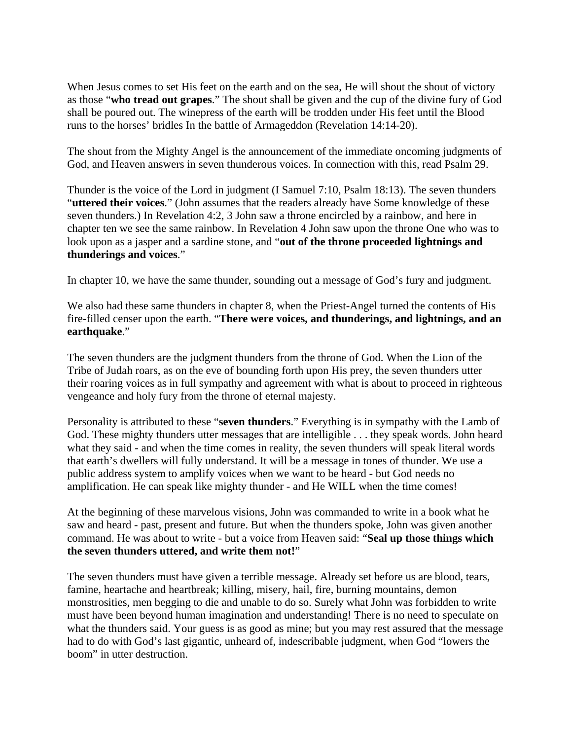When Jesus comes to set His feet on the earth and on the sea, He will shout the shout of victory as those "**who tread out grapes**." The shout shall be given and the cup of the divine fury of God shall be poured out. The winepress of the earth will be trodden under His feet until the Blood runs to the horses' bridles In the battle of Armageddon (Revelation 14:14-20).

The shout from the Mighty Angel is the announcement of the immediate oncoming judgments of God, and Heaven answers in seven thunderous voices. In connection with this, read Psalm 29.

Thunder is the voice of the Lord in judgment (I Samuel 7:10, Psalm 18:13). The seven thunders "**uttered their voices**." (John assumes that the readers already have Some knowledge of these seven thunders.) In Revelation 4:2, 3 John saw a throne encircled by a rainbow, and here in chapter ten we see the same rainbow. In Revelation 4 John saw upon the throne One who was to look upon as a jasper and a sardine stone, and "**out of the throne proceeded lightnings and thunderings and voices**."

In chapter 10, we have the same thunder, sounding out a message of God's fury and judgment.

We also had these same thunders in chapter 8, when the Priest-Angel turned the contents of His fire-filled censer upon the earth. "**There were voices, and thunderings, and lightnings, and an earthquake**."

The seven thunders are the judgment thunders from the throne of God. When the Lion of the Tribe of Judah roars, as on the eve of bounding forth upon His prey, the seven thunders utter their roaring voices as in full sympathy and agreement with what is about to proceed in righteous vengeance and holy fury from the throne of eternal majesty.

Personality is attributed to these "**seven thunders**." Everything is in sympathy with the Lamb of God. These mighty thunders utter messages that are intelligible . . . they speak words. John heard what they said - and when the time comes in reality, the seven thunders will speak literal words that earth's dwellers will fully understand. It will be a message in tones of thunder. We use a public address system to amplify voices when we want to be heard - but God needs no amplification. He can speak like mighty thunder - and He WILL when the time comes!

At the beginning of these marvelous visions, John was commanded to write in a book what he saw and heard - past, present and future. But when the thunders spoke, John was given another command. He was about to write - but a voice from Heaven said: "**Seal up those things which the seven thunders uttered, and write them not!**"

The seven thunders must have given a terrible message. Already set before us are blood, tears, famine, heartache and heartbreak; killing, misery, hail, fire, burning mountains, demon monstrosities, men begging to die and unable to do so. Surely what John was forbidden to write must have been beyond human imagination and understanding! There is no need to speculate on what the thunders said. Your guess is as good as mine; but you may rest assured that the message had to do with God's last gigantic, unheard of, indescribable judgment, when God "lowers the boom" in utter destruction.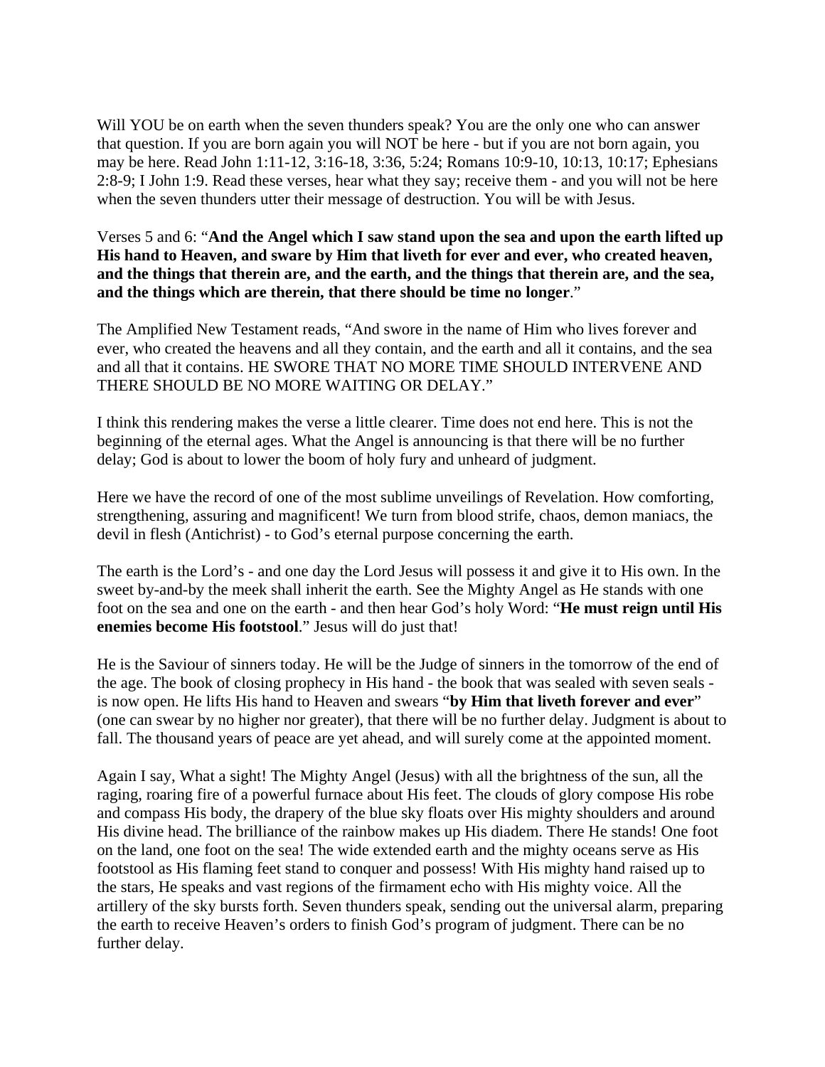Will YOU be on earth when the seven thunders speak? You are the only one who can answer that question. If you are born again you will NOT be here - but if you are not born again, you may be here. Read John 1:11-12, 3:16-18, 3:36, 5:24; Romans 10:9-10, 10:13, 10:17; Ephesians 2:8-9; I John 1:9. Read these verses, hear what they say; receive them - and you will not be here when the seven thunders utter their message of destruction. You will be with Jesus.

Verses 5 and 6: "**And the Angel which I saw stand upon the sea and upon the earth lifted up His hand to Heaven, and sware by Him that liveth for ever and ever, who created heaven, and the things that therein are, and the earth, and the things that therein are, and the sea, and the things which are therein, that there should be time no longer**."

The Amplified New Testament reads, "And swore in the name of Him who lives forever and ever, who created the heavens and all they contain, and the earth and all it contains, and the sea and all that it contains. HE SWORE THAT NO MORE TIME SHOULD INTERVENE AND THERE SHOULD BE NO MORE WAITING OR DELAY."

I think this rendering makes the verse a little clearer. Time does not end here. This is not the beginning of the eternal ages. What the Angel is announcing is that there will be no further delay; God is about to lower the boom of holy fury and unheard of judgment.

Here we have the record of one of the most sublime unveilings of Revelation. How comforting, strengthening, assuring and magnificent! We turn from blood strife, chaos, demon maniacs, the devil in flesh (Antichrist) - to God's eternal purpose concerning the earth.

The earth is the Lord's - and one day the Lord Jesus will possess it and give it to His own. In the sweet by-and-by the meek shall inherit the earth. See the Mighty Angel as He stands with one foot on the sea and one on the earth - and then hear God's holy Word: "**He must reign until His enemies become His footstool**." Jesus will do just that!

He is the Saviour of sinners today. He will be the Judge of sinners in the tomorrow of the end of the age. The book of closing prophecy in His hand - the book that was sealed with seven seals - is now open. He lifts His hand to Heaven and swears "**by Him that liveth forever and ever**" (one can swear by no higher nor greater), that there will be no further delay. Judgment is about to fall. The thousand years of peace are yet ahead, and will surely come at the appointed moment.

Again I say, What a sight! The Mighty Angel (Jesus) with all the brightness of the sun, all the raging, roaring fire of a powerful furnace about His feet. The clouds of glory compose His robe and compass His body, the drapery of the blue sky floats over His mighty shoulders and around His divine head. The brilliance of the rainbow makes up His diadem. There He stands! One foot on the land, one foot on the sea! The wide extended earth and the mighty oceans serve as His footstool as His flaming feet stand to conquer and possess! With His mighty hand raised up to the stars, He speaks and vast regions of the firmament echo with His mighty voice. All the artillery of the sky bursts forth. Seven thunders speak, sending out the universal alarm, preparing the earth to receive Heaven's orders to finish God's program of judgment. There can be no further delay.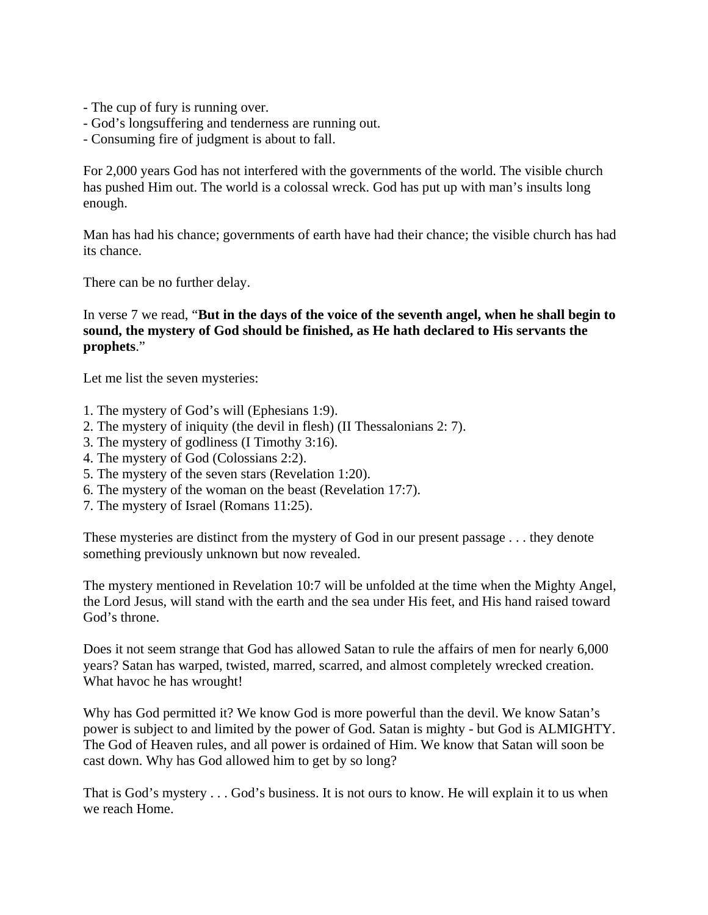- The cup of fury is running over.
- God’s longsuffering and tenderness are running out.
- Consuming fire of judgment is about to fall.

For 2,000 years God has not interfered with the governments of the world. The visible church has pushed Him out. The world is a colossal wreck. God has put up with man’s insults long enough.

Man has had his chance; governments of earth have had their chance; the visible church has had its chance.

There can be no further delay.

In verse 7 we read, “**But in the days of the voice of the seventh angel, when he shall begin to sound, the mystery of God should be finished, as He hath declared to His servants the prophets**.”

Let me list the seven mysteries:

1. The mystery of God’s will (Ephesians 1:9).
2. The mystery of iniquity (the devil in flesh) (II Thessalonians 2: 7).
3. The mystery of godliness (I Timothy 3:16).
4. The mystery of God (Colossians 2:2).
5. The mystery of the seven stars (Revelation 1:20).
6. The mystery of the woman on the beast (Revelation 17:7).
7. The mystery of Israel (Romans 11:25).

These mysteries are distinct from the mystery of God in our present passage . . . they denote something previously unknown but now revealed.

The mystery mentioned in Revelation 10:7 will be unfolded at the time when the Mighty Angel, the Lord Jesus, will stand with the earth and the sea under His feet, and His hand raised toward God’s throne.

Does it not seem strange that God has allowed Satan to rule the affairs of men for nearly 6,000 years? Satan has warped, twisted, marred, scarred, and almost completely wrecked creation. What havoc he has wrought!

Why has God permitted it? We know God is more powerful than the devil. We know Satan’s power is subject to and limited by the power of God. Satan is mighty - but God is ALMIGHTY. The God of Heaven rules, and all power is ordained of Him. We know that Satan will soon be cast down. Why has God allowed him to get by so long?

That is God’s mystery . . . God’s business. It is not ours to know. He will explain it to us when we reach Home.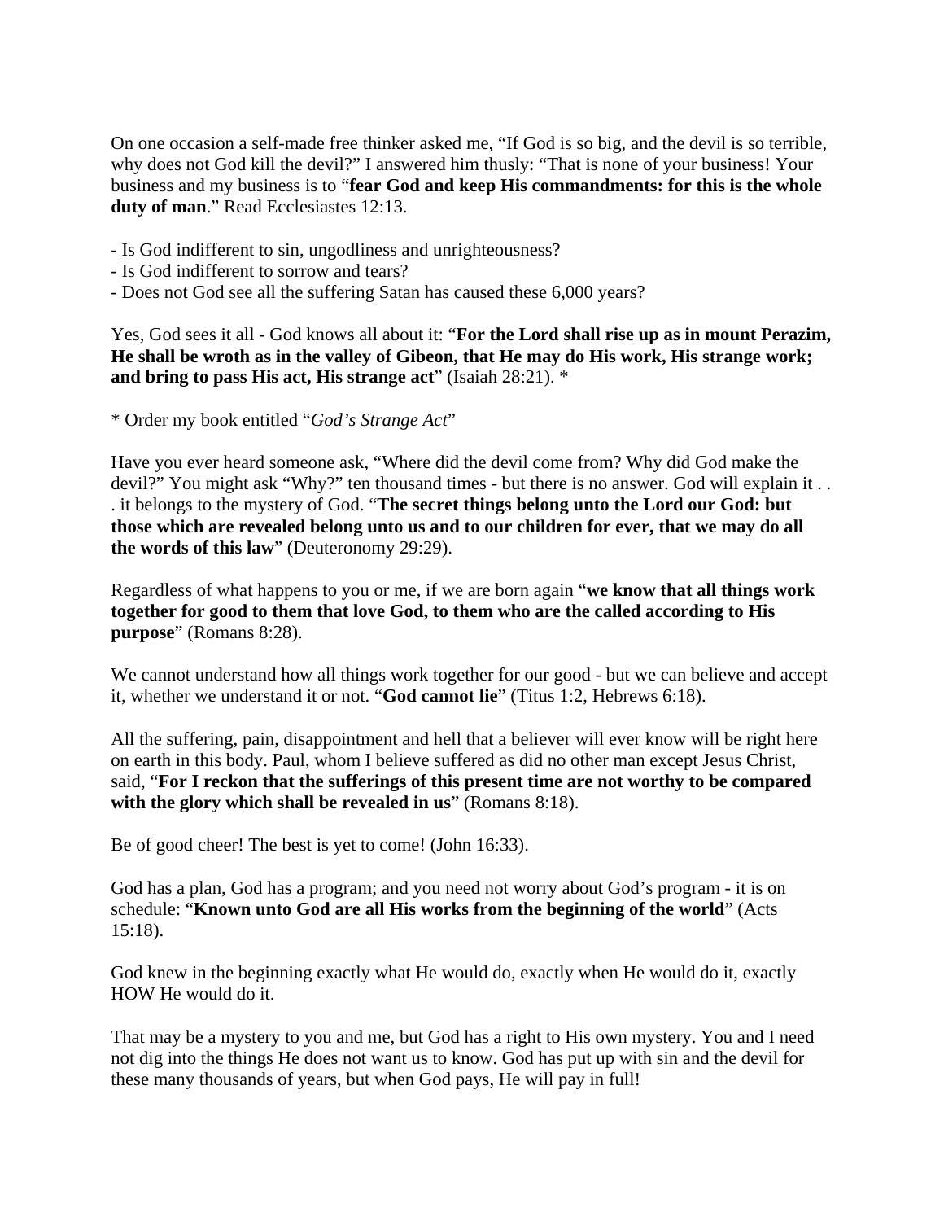On one occasion a self-made free thinker asked me, "If God is so big, and the devil is so terrible, why does not God kill the devil?" I answered him thusly: "That is none of your business! Your business and my business is to "**fear God and keep His commandments: for this is the whole duty of man**." Read Ecclesiastes 12:13.

- Is God indifferent to sin, ungodliness and unrighteousness?
- Is God indifferent to sorrow and tears?
- Does not God see all the suffering Satan has caused these 6,000 years?

Yes, God sees it all - God knows all about it: "**For the Lord shall rise up as in mount Perazim, He shall be wroth as in the valley of Gibeon, that He may do His work, His strange work; and bring to pass His act, His strange act**" (Isaiah 28:21). *

* Order my book entitled "*God's Strange Act*"

Have you ever heard someone ask, "Where did the devil come from? Why did God make the devil?" You might ask "Why?" ten thousand times - but there is no answer. God will explain it . . . it belongs to the mystery of God. "**The secret things belong unto the Lord our God: but those which are revealed belong unto us and to our children for ever, that we may do all the words of this law**" (Deuteronomy 29:29).

Regardless of what happens to you or me, if we are born again "**we know that all things work together for good to them that love God, to them who are the called according to His purpose**" (Romans 8:28).

We cannot understand how all things work together for our good - but we can believe and accept it, whether we understand it or not. "**God cannot lie**" (Titus 1:2, Hebrews 6:18).

All the suffering, pain, disappointment and hell that a believer will ever know will be right here on earth in this body. Paul, whom I believe suffered as did no other man except Jesus Christ, said, "**For I reckon that the sufferings of this present time are not worthy to be compared with the glory which shall be revealed in us**" (Romans 8:18).

Be of good cheer! The best is yet to come! (John 16:33).

God has a plan, God has a program; and you need not worry about God's program - it is on schedule: "**Known unto God are all His works from the beginning of the world**" (Acts 15:18).

God knew in the beginning exactly what He would do, exactly when He would do it, exactly HOW He would do it.

That may be a mystery to you and me, but God has a right to His own mystery. You and I need not dig into the things He does not want us to know. God has put up with sin and the devil for these many thousands of years, but when God pays, He will pay in full!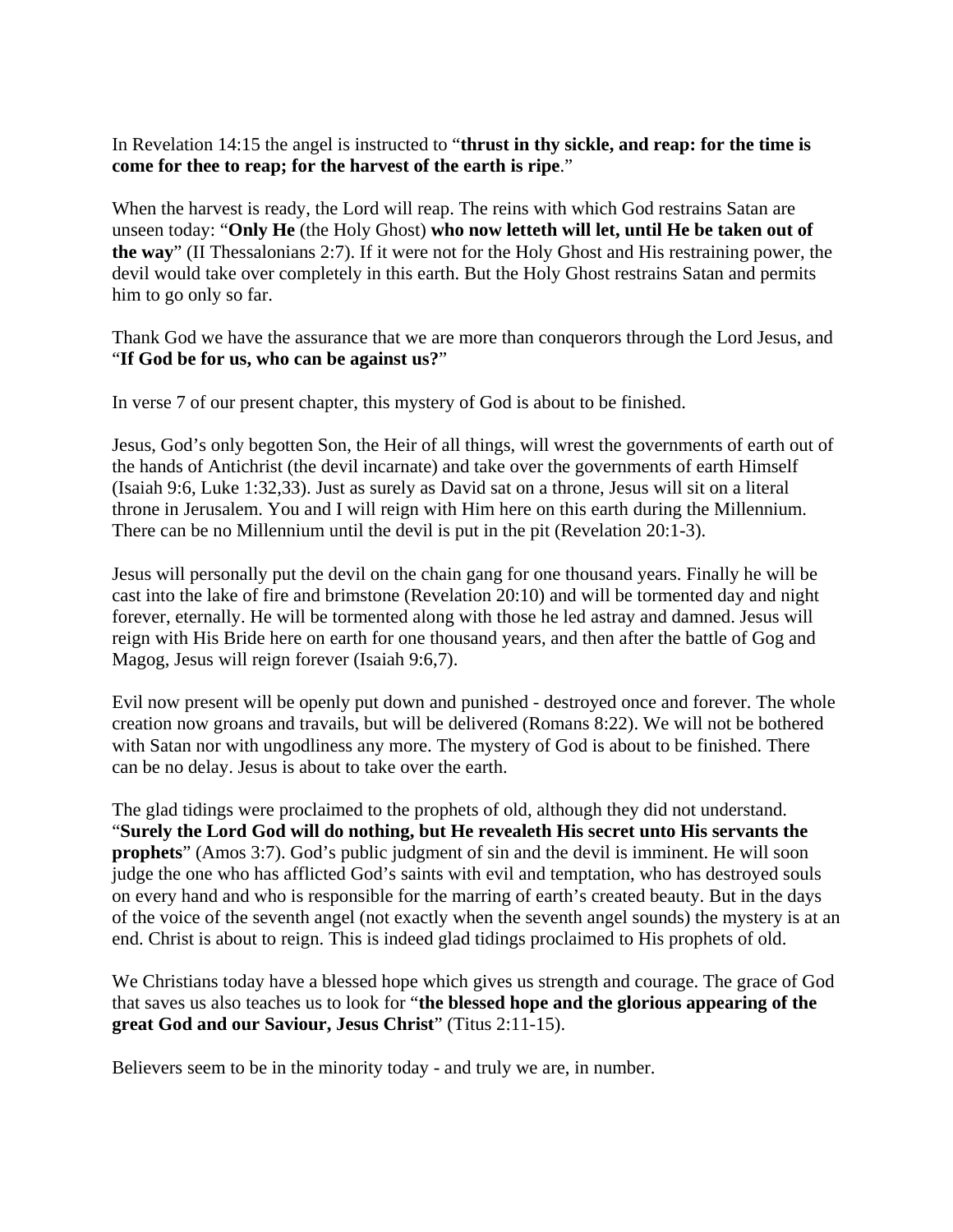In Revelation 14:15 the angel is instructed to "**thrust in thy sickle, and reap: for the time is come for thee to reap; for the harvest of the earth is ripe**."

When the harvest is ready, the Lord will reap. The reins with which God restrains Satan are unseen today: "**Only He** (the Holy Ghost) **who now letteth will let, until He be taken out of the way**" (II Thessalonians 2:7). If it were not for the Holy Ghost and His restraining power, the devil would take over completely in this earth. But the Holy Ghost restrains Satan and permits him to go only so far.

Thank God we have the assurance that we are more than conquerors through the Lord Jesus, and "**If God be for us, who can be against us?**"

In verse 7 of our present chapter, this mystery of God is about to be finished.

Jesus, God's only begotten Son, the Heir of all things, will wrest the governments of earth out of the hands of Antichrist (the devil incarnate) and take over the governments of earth Himself (Isaiah 9:6, Luke 1:32,33). Just as surely as David sat on a throne, Jesus will sit on a literal throne in Jerusalem. You and I will reign with Him here on this earth during the Millennium. There can be no Millennium until the devil is put in the pit (Revelation 20:1-3).

Jesus will personally put the devil on the chain gang for one thousand years. Finally he will be cast into the lake of fire and brimstone (Revelation 20:10) and will be tormented day and night forever, eternally. He will be tormented along with those he led astray and damned. Jesus will reign with His Bride here on earth for one thousand years, and then after the battle of Gog and Magog, Jesus will reign forever (Isaiah 9:6,7).

Evil now present will be openly put down and punished - destroyed once and forever. The whole creation now groans and travails, but will be delivered (Romans 8:22). We will not be bothered with Satan nor with ungodliness any more. The mystery of God is about to be finished. There can be no delay. Jesus is about to take over the earth.

The glad tidings were proclaimed to the prophets of old, although they did not understand. "**Surely the Lord God will do nothing, but He revealeth His secret unto His servants the prophets**" (Amos 3:7). God's public judgment of sin and the devil is imminent. He will soon judge the one who has afflicted God's saints with evil and temptation, who has destroyed souls on every hand and who is responsible for the marring of earth's created beauty. But in the days of the voice of the seventh angel (not exactly when the seventh angel sounds) the mystery is at an end. Christ is about to reign. This is indeed glad tidings proclaimed to His prophets of old.

We Christians today have a blessed hope which gives us strength and courage. The grace of God that saves us also teaches us to look for "**the blessed hope and the glorious appearing of the great God and our Saviour, Jesus Christ**" (Titus 2:11-15).

Believers seem to be in the minority today - and truly we are, in number.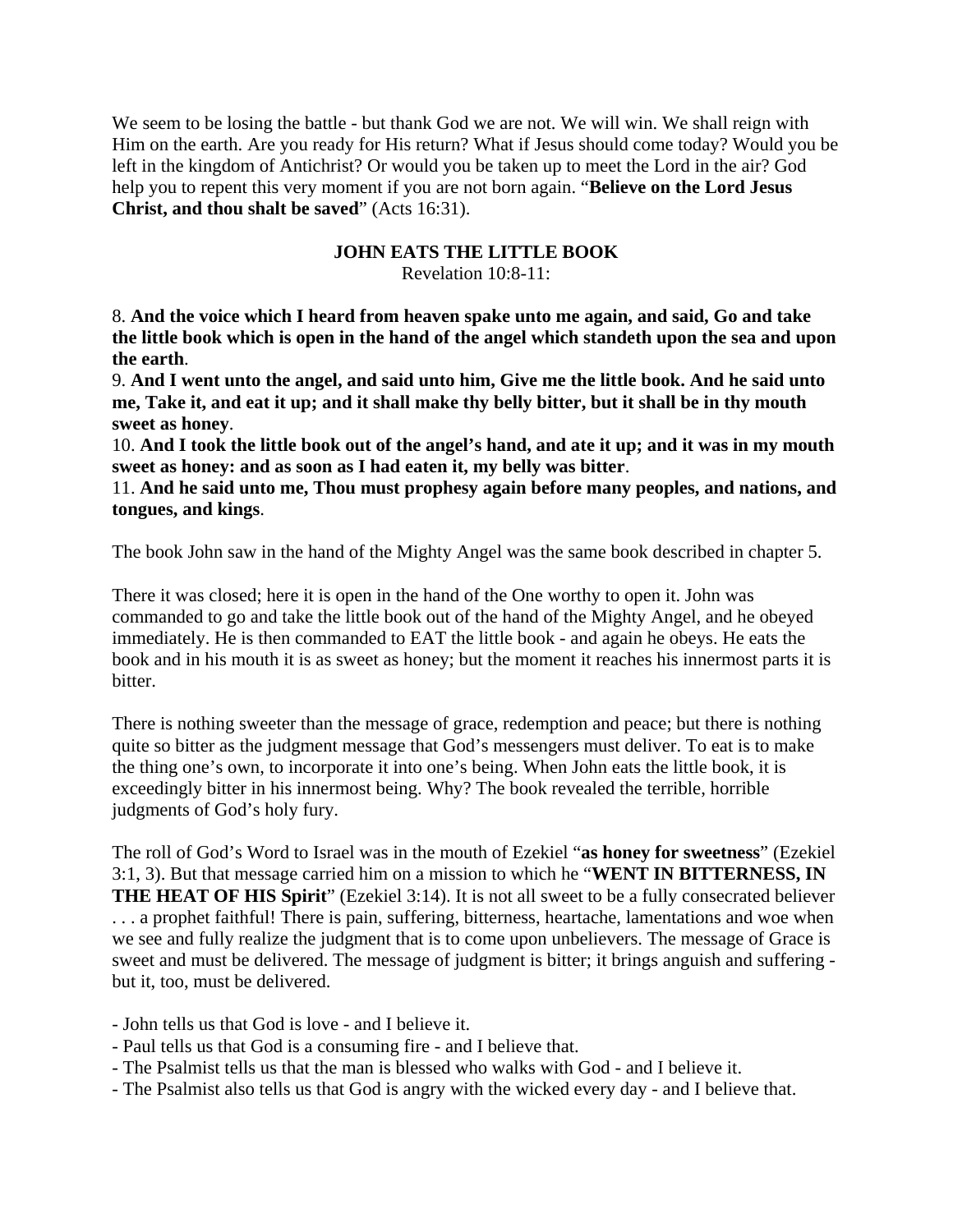We seem to be losing the battle - but thank God we are not. We will win. We shall reign with Him on the earth. Are you ready for His return? What if Jesus should come today? Would you be left in the kingdom of Antichrist? Or would you be taken up to meet the Lord in the air? God help you to repent this very moment if you are not born again. "**Believe on the Lord Jesus Christ, and thou shalt be saved**" (Acts 16:31).

## JOHN EATS THE LITTLE BOOK

Revelation 10:8-11:

8. **And the voice which I heard from heaven spake unto me again, and said, Go and take the little book which is open in the hand of the angel which standeth upon the sea and upon the earth**.
9. **And I went unto the angel, and said unto him, Give me the little book. And he said unto me, Take it, and eat it up; and it shall make thy belly bitter, but it shall be in thy mouth sweet as honey**.
10. **And I took the little book out of the angel's hand, and ate it up; and it was in my mouth sweet as honey: and as soon as I had eaten it, my belly was bitter**.
11. **And he said unto me, Thou must prophesy again before many peoples, and nations, and tongues, and kings**.

The book John saw in the hand of the Mighty Angel was the same book described in chapter 5.

There it was closed; here it is open in the hand of the One worthy to open it. John was commanded to go and take the little book out of the hand of the Mighty Angel, and he obeyed immediately. He is then commanded to EAT the little book - and again he obeys. He eats the book and in his mouth it is as sweet as honey; but the moment it reaches his innermost parts it is bitter.

There is nothing sweeter than the message of grace, redemption and peace; but there is nothing quite so bitter as the judgment message that God's messengers must deliver. To eat is to make the thing one's own, to incorporate it into one's being. When John eats the little book, it is exceedingly bitter in his innermost being. Why? The book revealed the terrible, horrible judgments of God's holy fury.

The roll of God's Word to Israel was in the mouth of Ezekiel "**as honey for sweetness**" (Ezekiel 3:1, 3). But that message carried him on a mission to which he "**WENT IN BITTERNESS, IN THE HEAT OF HIS Spirit**" (Ezekiel 3:14). It is not all sweet to be a fully consecrated believer . . . a prophet faithful! There is pain, suffering, bitterness, heartache, lamentations and woe when we see and fully realize the judgment that is to come upon unbelievers. The message of Grace is sweet and must be delivered. The message of judgment is bitter; it brings anguish and suffering - but it, too, must be delivered.

- John tells us that God is love - and I believe it.
- Paul tells us that God is a consuming fire - and I believe that.
- The Psalmist tells us that the man is blessed who walks with God - and I believe it.
- The Psalmist also tells us that God is angry with the wicked every day - and I believe that.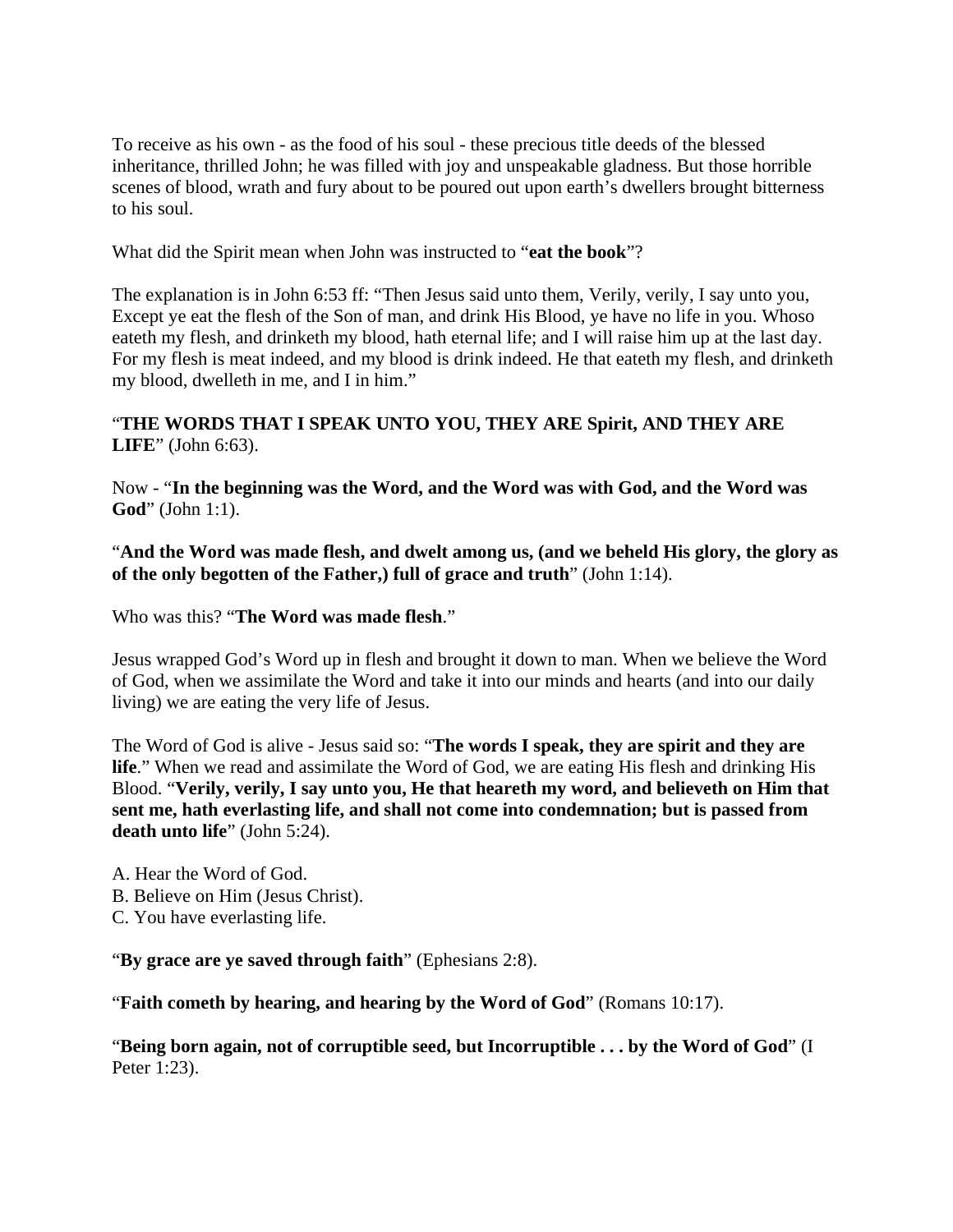To receive as his own - as the food of his soul - these precious title deeds of the blessed inheritance, thrilled John; he was filled with joy and unspeakable gladness. But those horrible scenes of blood, wrath and fury about to be poured out upon earth's dwellers brought bitterness to his soul.

What did the Spirit mean when John was instructed to "**eat the book**"?

The explanation is in John 6:53 ff: "Then Jesus said unto them, Verily, verily, I say unto you, Except ye eat the flesh of the Son of man, and drink His Blood, ye have no life in you. Whoso eateth my flesh, and drinketh my blood, hath eternal life; and I will raise him up at the last day. For my flesh is meat indeed, and my blood is drink indeed. He that eateth my flesh, and drinketh my blood, dwelleth in me, and I in him."

"**THE WORDS THAT I SPEAK UNTO YOU, THEY ARE Spirit, AND THEY ARE LIFE**" (John 6:63).

Now - "**In the beginning was the Word, and the Word was with God, and the Word was God**" (John 1:1).

"**And the Word was made flesh, and dwelt among us, (and we beheld His glory, the glory as of the only begotten of the Father,) full of grace and truth**" (John 1:14).

Who was this? "**The Word was made flesh**."

Jesus wrapped God's Word up in flesh and brought it down to man. When we believe the Word of God, when we assimilate the Word and take it into our minds and hearts (and into our daily living) we are eating the very life of Jesus.

The Word of God is alive - Jesus said so: "**The words I speak, they are spirit and they are life**." When we read and assimilate the Word of God, we are eating His flesh and drinking His Blood. "**Verily, verily, I say unto you, He that heareth my word, and believeth on Him that sent me, hath everlasting life, and shall not come into condemnation; but is passed from death unto life**" (John 5:24).

A. Hear the Word of God.
B. Believe on Him (Jesus Christ).
C. You have everlasting life.

"**By grace are ye saved through faith**" (Ephesians 2:8).

"**Faith cometh by hearing, and hearing by the Word of God**" (Romans 10:17).

"**Being born again, not of corruptible seed, but Incorruptible . . . by the Word of God**" (I Peter 1:23).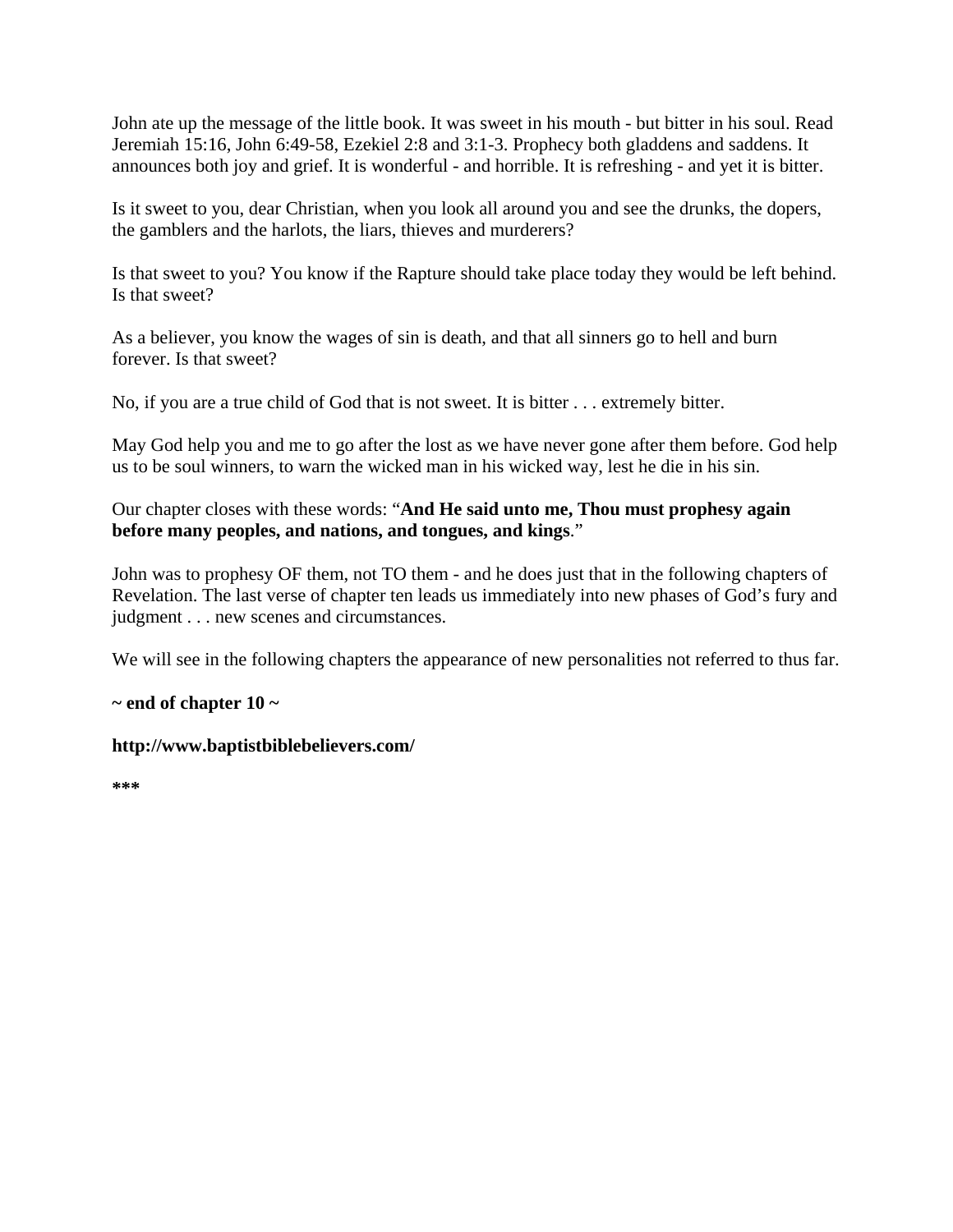John ate up the message of the little book. It was sweet in his mouth - but bitter in his soul. Read Jeremiah 15:16, John 6:49-58, Ezekiel 2:8 and 3:1-3. Prophecy both gladdens and saddens. It announces both joy and grief. It is wonderful - and horrible. It is refreshing - and yet it is bitter.

Is it sweet to you, dear Christian, when you look all around you and see the drunks, the dopers, the gamblers and the harlots, the liars, thieves and murderers?

Is that sweet to you? You know if the Rapture should take place today they would be left behind. Is that sweet?

As a believer, you know the wages of sin is death, and that all sinners go to hell and burn forever. Is that sweet?

No, if you are a true child of God that is not sweet. It is bitter . . . extremely bitter.

May God help you and me to go after the lost as we have never gone after them before. God help us to be soul winners, to warn the wicked man in his wicked way, lest he die in his sin.

Our chapter closes with these words: "**And He said unto me, Thou must prophesy again before many peoples, and nations, and tongues, and kings**."

John was to prophesy OF them, not TO them - and he does just that in the following chapters of Revelation. The last verse of chapter ten leads us immediately into new phases of God's fury and judgment . . . new scenes and circumstances.

We will see in the following chapters the appearance of new personalities not referred to thus far.

**~ end of chapter 10 ~**

**http://www.baptistbiblebelievers.com/**

**\*\*\***